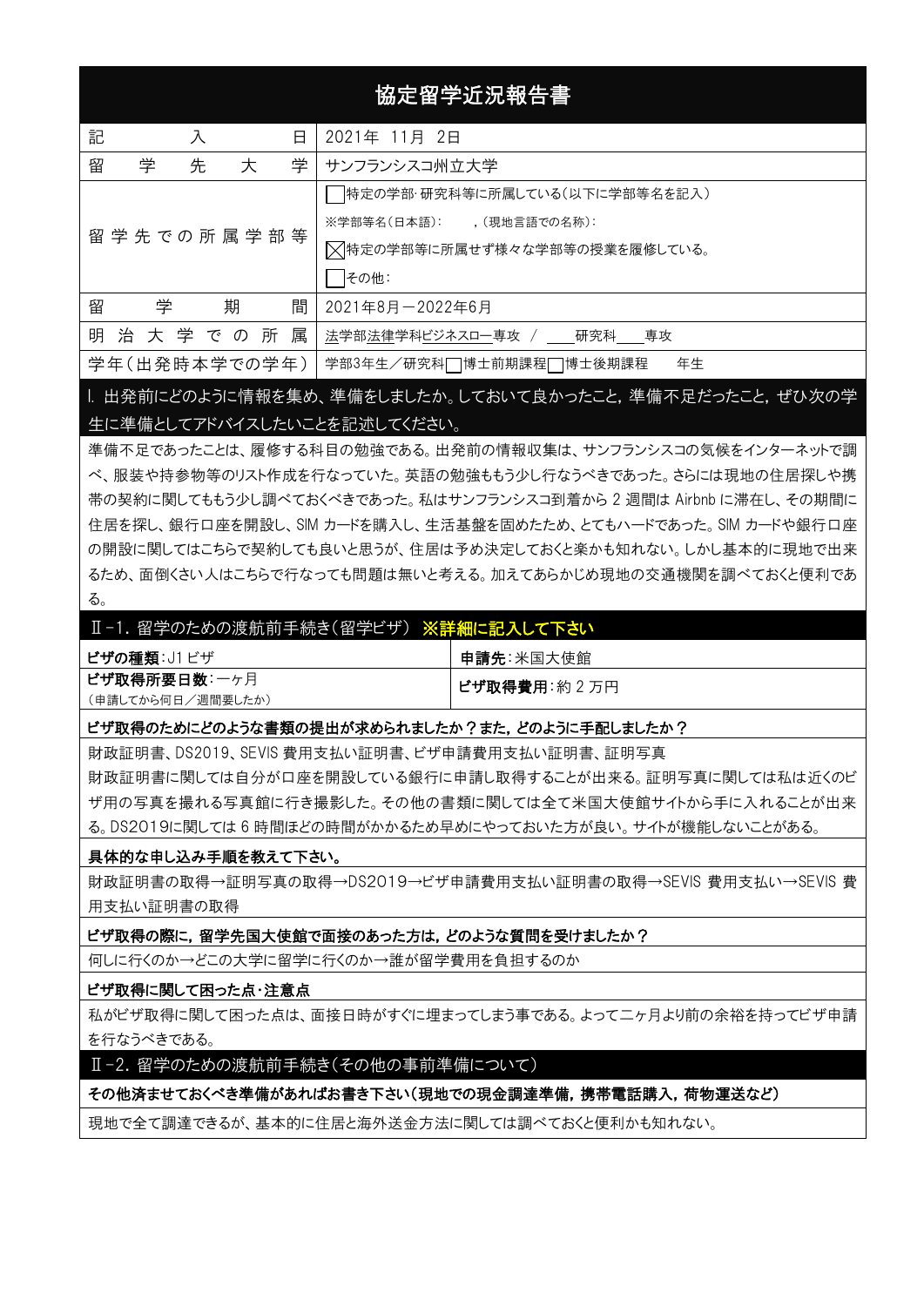# 協定留学近況報告書

| 項目 | 内容 |
| --- | --- |
| 記入日 | 2021年 11月 2日 |
| 留学先大学 | サンフランシスコ州立大学 |
| 留学先での所属学部等 | ☐特定の学部･研究科等に所属している(以下に学部等名を記入)<br>※学部等名(日本語): ,(現地言語での名称):<br>☒特定の学部等に所属せず様々な学部等の授業を履修している。<br>☐その他: |
| 留学期間 | 2021年8月－2022年6月 |
| 明治大学での所属 | 法学部法律学科ビジネスロー専攻 / ＿＿研究科＿＿専攻 |
| 学年(出発時本学での学年) | 学部3年生／研究科☐博士前期課程☐博士後期課程　　年生 |

## Ⅰ. 出発前にどのように情報を集め、準備をしましたか。しておいて良かったこと，準備不足だったこと，ぜひ次の学生に準備としてアドバイスしたいことを記述してください。

準備不足であったことは、履修する科目の勉強である。出発前の情報収集は、サンフランシスコの気候をインターネットで調べ、服装や持参物等のリスト作成を行なっていた。英語の勉強ももう少し行なうべきであった。さらには現地の住居探しや携帯の契約に関してももう少し調べておくべきであった。私はサンフランシスコ到着から 2 週間は Airbnb に滞在し、その期間に住居を探し、銀行口座を開設し、SIM カードを購入し、生活基盤を固めたため、とてもハードであった。SIM カードや銀行口座の開設に関してはこちらで契約しても良いと思うが、住居は予め決定しておくと楽かも知れない。しかし基本的に現地で出来るため、面倒くさい人はこちらで行なっても問題は無いと考える。加えてあらかじめ現地の交通機関を調べておくと便利である。

## Ⅱ-1. 留学のための渡航前手続き(留学ビザ) ※詳細に記入して下さい

| | |
| --- | --- |
| **ビザの種類**:J1 ビザ | **申請先**:米国大使館 |
| **ビザ取得所要日数**:一ヶ月<br>(申請してから何日／週間要したか) | **ビザ取得費用**:約 2 万円 |

### ビザ取得のためにどのような書類の提出が求められましたか？また，どのように手配しましたか？

財政証明書、DS2019、SEVIS 費用支払い証明書、ビザ申請費用支払い証明書、証明写真

財政証明書に関しては自分が口座を開設している銀行に申請し取得することが出来る。証明写真に関しては私は近くのビザ用の写真を撮れる写真館に行き撮影した。その他の書類に関しては全て米国大使館サイトから手に入れることが出来る。DS2019に関しては 6 時間ほどの時間がかかるため早めにやっておいた方が良い。サイトが機能しないことがある。

### 具体的な申し込み手順を教えて下さい。

財政証明書の取得→証明写真の取得→DS2019→ビザ申請費用支払い証明書の取得→SEVIS 費用支払い→SEVIS 費用支払い証明書の取得

### ビザ取得の際に，留学先国大使館で面接のあった方は，どのような質問を受けましたか？

何しに行くのか→どこの大学に留学に行くのか→誰が留学費用を負担するのか

### ビザ取得に関して困った点･注意点

私がビザ取得に関して困った点は、面接日時がすぐに埋まってしまう事である。よって二ヶ月より前の余裕を持ってビザ申請を行なうべきである。

## Ⅱ-2. 留学のための渡航前手続き(その他の事前準備について)

### その他済ませておくべき準備があればお書き下さい(現地での現金調達準備，携帯電話購入，荷物運送など)

現地で全て調達できるが、基本的に住居と海外送金方法に関しては調べておくと便利かも知れない。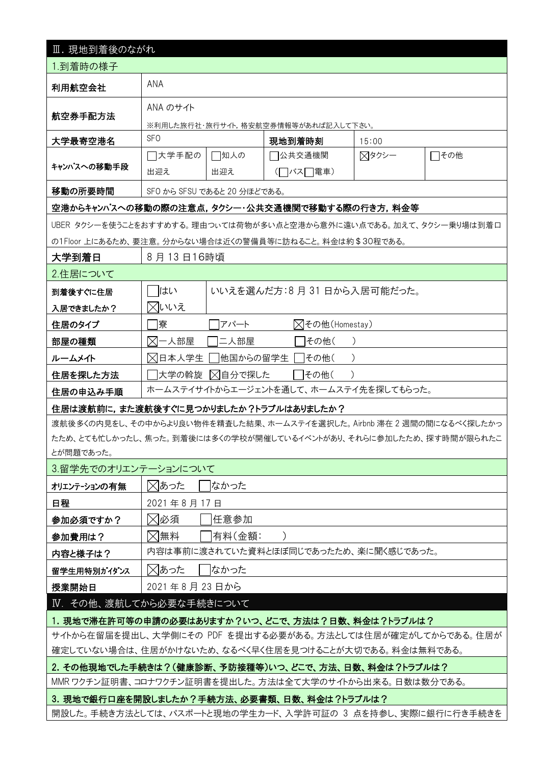## Ⅲ. 現地到着後のながれ

### 1.到着時の様子

| 利用航空会社 | ANA | | | |
|---|---|---|---|---|
| 航空券手配方法 | ANA のサイト<br>※利用した旅行社・旅行サイト，格安航空券情報等があれば記入して下さい。 | | | |
| 大学最寄空港名 | SFO | | 現地到着時刻 | 15:00 |
| キャンパスへの移動手段 | ☐大学手配の出迎え | ☐知人の出迎え | ☐公共交通機関（☐バス☐電車） | ☒タクシー | ☐その他 |
| 移動の所要時間 | SFO から SFSU であると 20 分ほどである。 | | | |

**空港からキャンパスへの移動の際の注意点，タクシー・公共交通機関で移動する際の行き方，料金等**

UBER タクシーを使うことをおすすめする。理由ついては荷物が多い点と空港から意外に遠い点である。加えて、タクシー乗り場は到着口の1Floor 上にあるため、要注意。分からない場合は近くの警備員等に訪ねること。料金は約＄30程である。

| 大学到着日 | 8 月 13 日16時頃 |
|---|---|

### 2.住居について

| 到着後すぐに住居入居できましたか？ | ☐はい ☒いいえ | いいえを選んだ方:8 月 31 日から入居可能だった。 |
|---|---|---|
| 住居のタイプ | ☐寮 ☐アパート ☒その他(Homestay) | |
| 部屋の種類 | ☒一人部屋 ☐二人部屋 ☐その他( ) | |
| ルームメイト | ☒日本人学生 ☐他国からの留学生 ☐その他( ) | |
| 住居を探した方法 | ☐大学の斡旋 ☒自分で探した ☐その他( ) | |
| 住居の申込み手順 | ホームステイサイトからエージェントを通して、ホームステイ先を探してもらった。 | |

**住居は渡航前に，また渡航後すぐに見つかりましたか？トラブルはありましたか？**

渡航後多くの内見をし、その中からより良い物件を精査した結果、ホームステイを選択した。Airbnb 滞在 2 週間の間になるべく探したかったため、とても忙しかったし、焦った。到着後には多くの学校が開催しているイベントがあり、それらに参加したため、探す時間が限られたことが問題であった。

### 3.留学先でのオリエンテーションについて

| オリエンテーションの有無 | ☒あった ☐なかった |
|---|---|
| 日程 | 2021 年 8 月 17 日 |
| 参加必須ですか？ | ☒必須 ☐任意参加 |
| 参加費用は？ | ☒無料 ☐有料(金額: ) |
| 内容と様子は？ | 内容は事前に渡されていた資料とほぼ同じであったため、楽に聞く感じであった。 |
| 留学生用特別ガイダンス | ☒あった ☐なかった |
| 授業開始日 | 2021 年 8 月 23 日から |

## Ⅳ. その他、渡航してから必要な手続きについて

**1. 現地で滞在許可等の申請の必要はありますか？いつ、どこで、方法は？日数、料金は？トラブルは？**

サイトから在留届を提出し、大学側にその PDF を提出する必要がある。方法としては住居が確定がしてからである。住居が確定していない場合は、住居がかけないため、なるべく早く住居を見つけることが大切である。料金は無料である。

**2. その他現地でした手続きは？（健康診断、予防接種等）いつ、どこで、方法、日数、料金は？トラブルは？**

MMR ワクチン証明書、コロナワクチン証明書を提出した。方法は全て大学のサイトから出来る。日数は数分である。

**3. 現地で銀行口座を開設しましたか？手続方法、必要書類、日数、料金は？トラブルは？**

開設した。手続き方法としては、パスポートと現地の学生カード、入学許可証の 3 点を持参し、実際に銀行に行き手続きを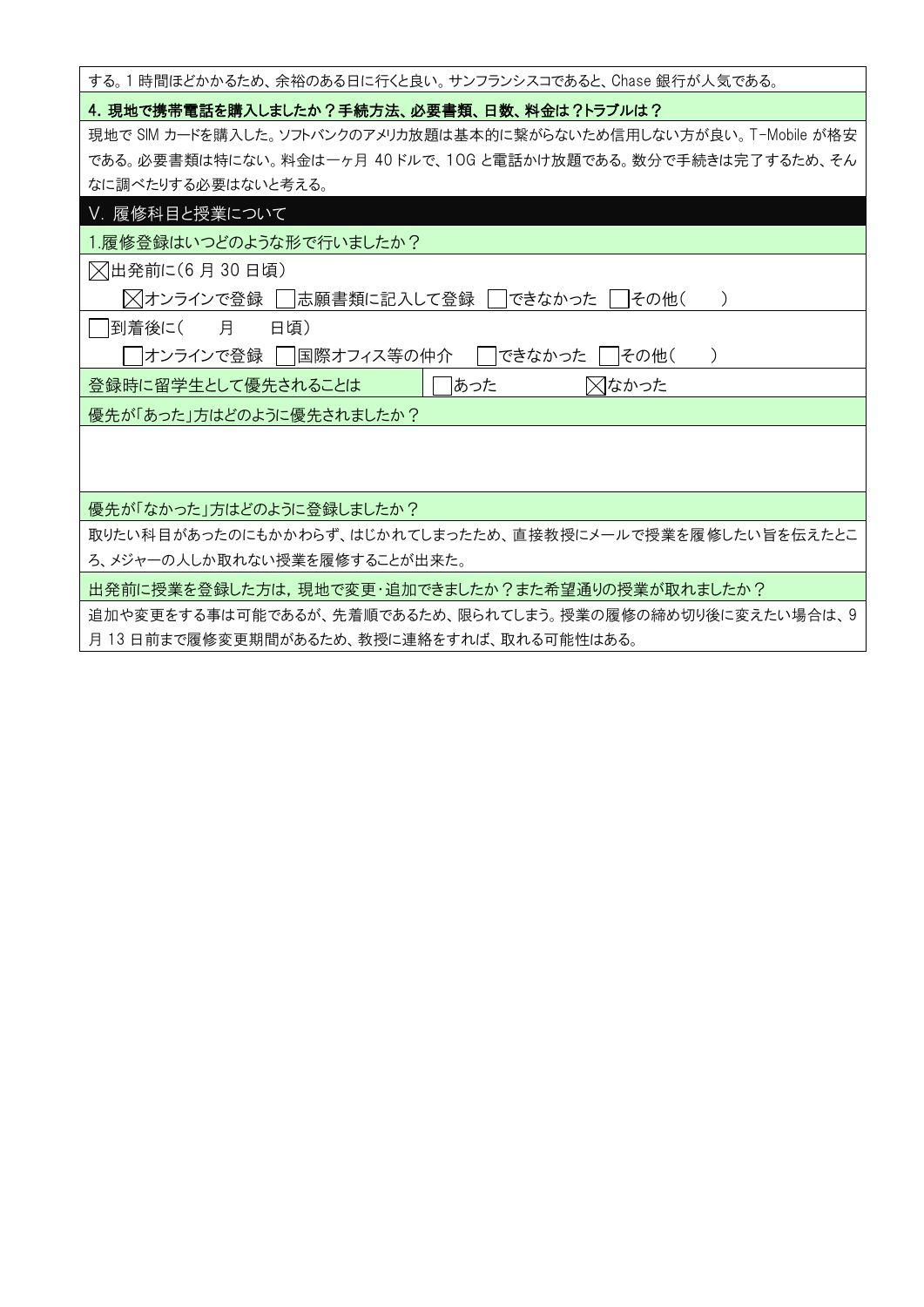する。1 時間ほどかかるため、余裕のある日に行くと良い。サンフランシスコであると、Chase 銀行が人気である。

**4. 現地で携帯電話を購入しましたか？手続方法、必要書類、日数、料金は？トラブルは？**

現地で SIM カードを購入した。ソフトバンクのアメリカ放題は基本的に繋がらないため信用しない方が良い。T-Mobile が格安である。必要書類は特にない。料金は一ヶ月 40 ドルで、10G と電話かけ放題である。数分で手続きは完了するため、そんなに調べたりする必要はないと考える。

## V. 履修科目と授業について

1.履修登録はいつどのような形で行いましたか？

☒出発前に(6 月 30 日頃)

☒オンラインで登録 ☐志願書類に記入して登録 ☐できなかった ☐その他(　　)

☐到着後に(　　月　　日頃)

☐オンラインで登録 ☐国際オフィス等の仲介 ☐できなかった ☐その他(　　)

| 登録時に留学生として優先されることは | ☐あった | ☒なかった |
|---|---|---|

優先が「あった」方はどのように優先されましたか？

優先が「なかった」方はどのように登録しましたか？

取りたい科目があったのにもかかわらず、はじかれてしまったため、直接教授にメールで授業を履修したい旨を伝えたところ、メジャーの人しか取れない授業を履修することが出来た。

出発前に授業を登録した方は，現地で変更･追加できましたか？また希望通りの授業が取れましたか？

追加や変更をする事は可能であるが、先着順であるため、限られてしまう。授業の履修の締め切り後に変えたい場合は、9 月 13 日前まで履修変更期間があるため、教授に連絡をすれば、取れる可能性はある。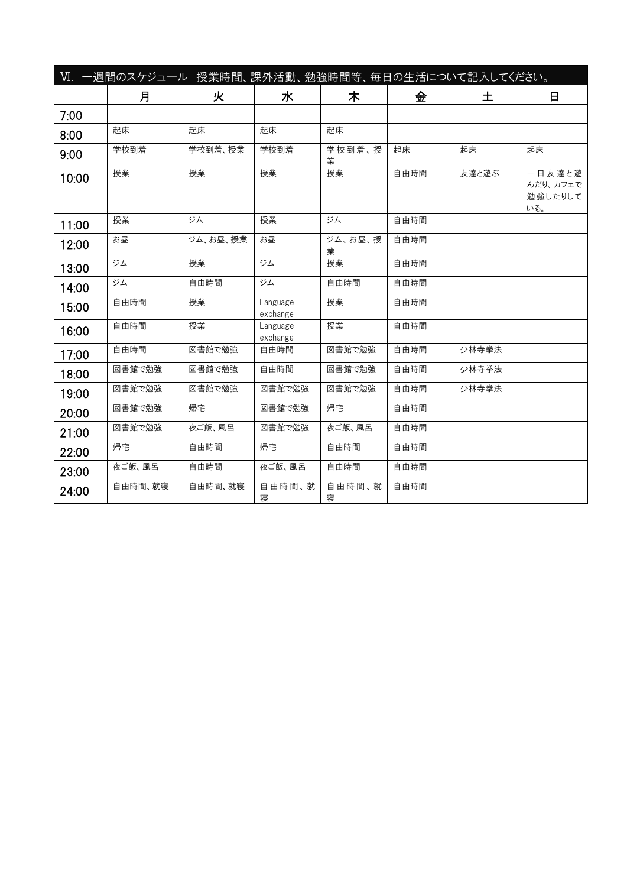## Ⅵ. 一週間のスケジュール　授業時間、課外活動、勉強時間等、毎日の生活について記入してください。

| | 月 | 火 | 水 | 木 | 金 | 土 | 日 |
|---|---|---|---|---|---|---|---|
| 7:00 | | | | | | | |
| 8:00 | 起床 | 起床 | 起床 | 起床 | | | |
| 9:00 | 学校到着 | 学校到着、授業 | 学校到着 | 学校到着、授業 | 起床 | 起床 | 起床 |
| 10:00 | 授業 | 授業 | 授業 | 授業 | 自由時間 | 友達と遊ぶ | 一日友達と遊んだり、カフェで勉強したりしている。 |
| 11:00 | 授業 | ジム | 授業 | ジム | 自由時間 | | |
| 12:00 | お昼 | ジム、お昼、授業 | お昼 | ジム、お昼、授業 | 自由時間 | | |
| 13:00 | ジム | 授業 | ジム | 授業 | 自由時間 | | |
| 14:00 | ジム | 自由時間 | ジム | 自由時間 | 自由時間 | | |
| 15:00 | 自由時間 | 授業 | Language exchange | 授業 | 自由時間 | | |
| 16:00 | 自由時間 | 授業 | Language exchange | 授業 | 自由時間 | | |
| 17:00 | 自由時間 | 図書館で勉強 | 自由時間 | 図書館で勉強 | 自由時間 | 少林寺拳法 | |
| 18:00 | 図書館で勉強 | 図書館で勉強 | 自由時間 | 図書館で勉強 | 自由時間 | 少林寺拳法 | |
| 19:00 | 図書館で勉強 | 図書館で勉強 | 図書館で勉強 | 図書館で勉強 | 自由時間 | 少林寺拳法 | |
| 20:00 | 図書館で勉強 | 帰宅 | 図書館で勉強 | 帰宅 | 自由時間 | | |
| 21:00 | 図書館で勉強 | 夜ご飯、風呂 | 図書館で勉強 | 夜ご飯、風呂 | 自由時間 | | |
| 22:00 | 帰宅 | 自由時間 | 帰宅 | 自由時間 | 自由時間 | | |
| 23:00 | 夜ご飯、風呂 | 自由時間 | 夜ご飯、風呂 | 自由時間 | 自由時間 | | |
| 24:00 | 自由時間、就寝 | 自由時間、就寝 | 自由時間、就寝 | 自由時間、就寝 | 自由時間 | | |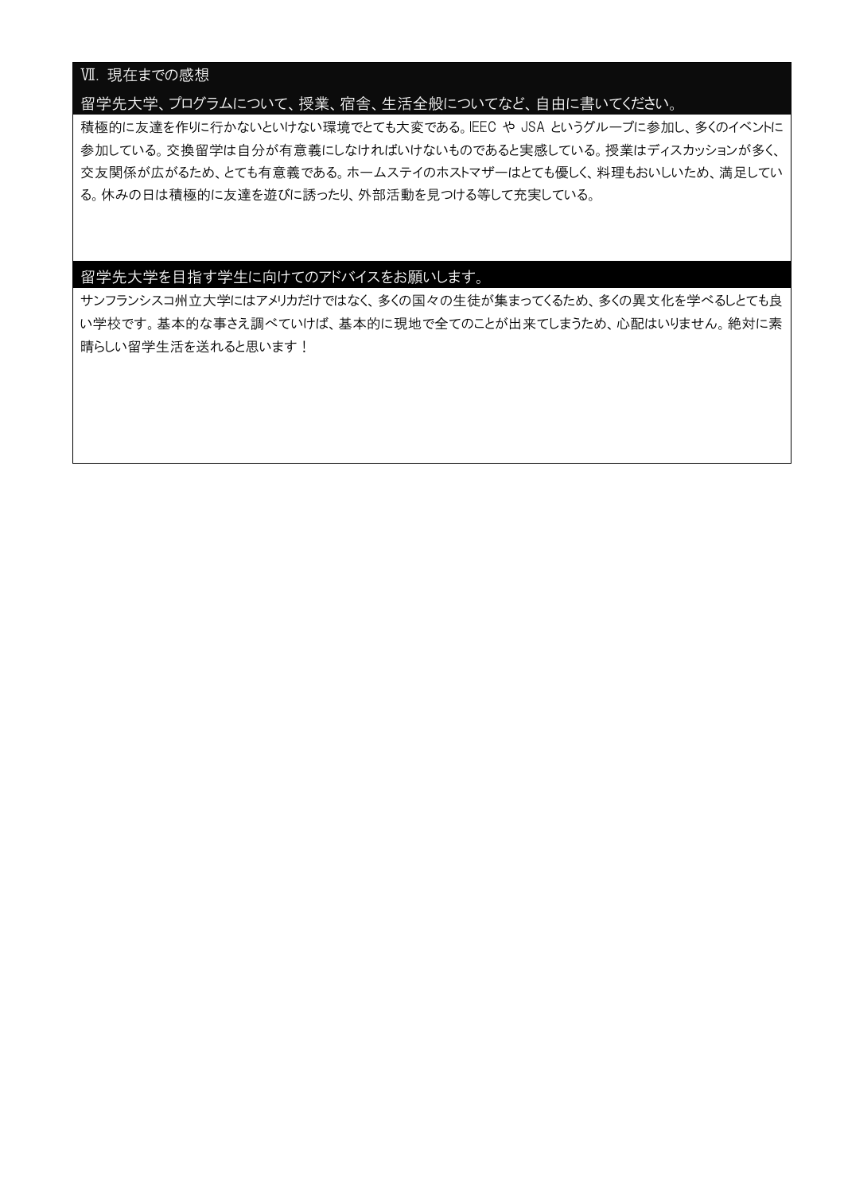## Ⅶ. 現在までの感想

### 留学先大学、プログラムについて、授業、宿舎、生活全般についてなど、自由に書いてください。

積極的に友達を作りに行かないといけない環境でとても大変である。IEEC や JSA というグループに参加し、多くのイベントに参加している。交換留学は自分が有意義にしなければいけないものであると実感している。授業はディスカッションが多く、交友関係が広がるため、とても有意義である。ホームステイのホストマザーはとても優しく、料理もおいしいため、満足している。休みの日は積極的に友達を遊びに誘ったり、外部活動を見つける等して充実している。

### 留学先大学を目指す学生に向けてのアドバイスをお願いします。

サンフランシスコ州立大学にはアメリカだけではなく、多くの国々の生徒が集まってくるため、多くの異文化を学べるしとても良い学校です。基本的な事さえ調べていけば、基本的に現地で全てのことが出来てしまうため、心配はいりません。絶対に素晴らしい留学生活を送れると思います！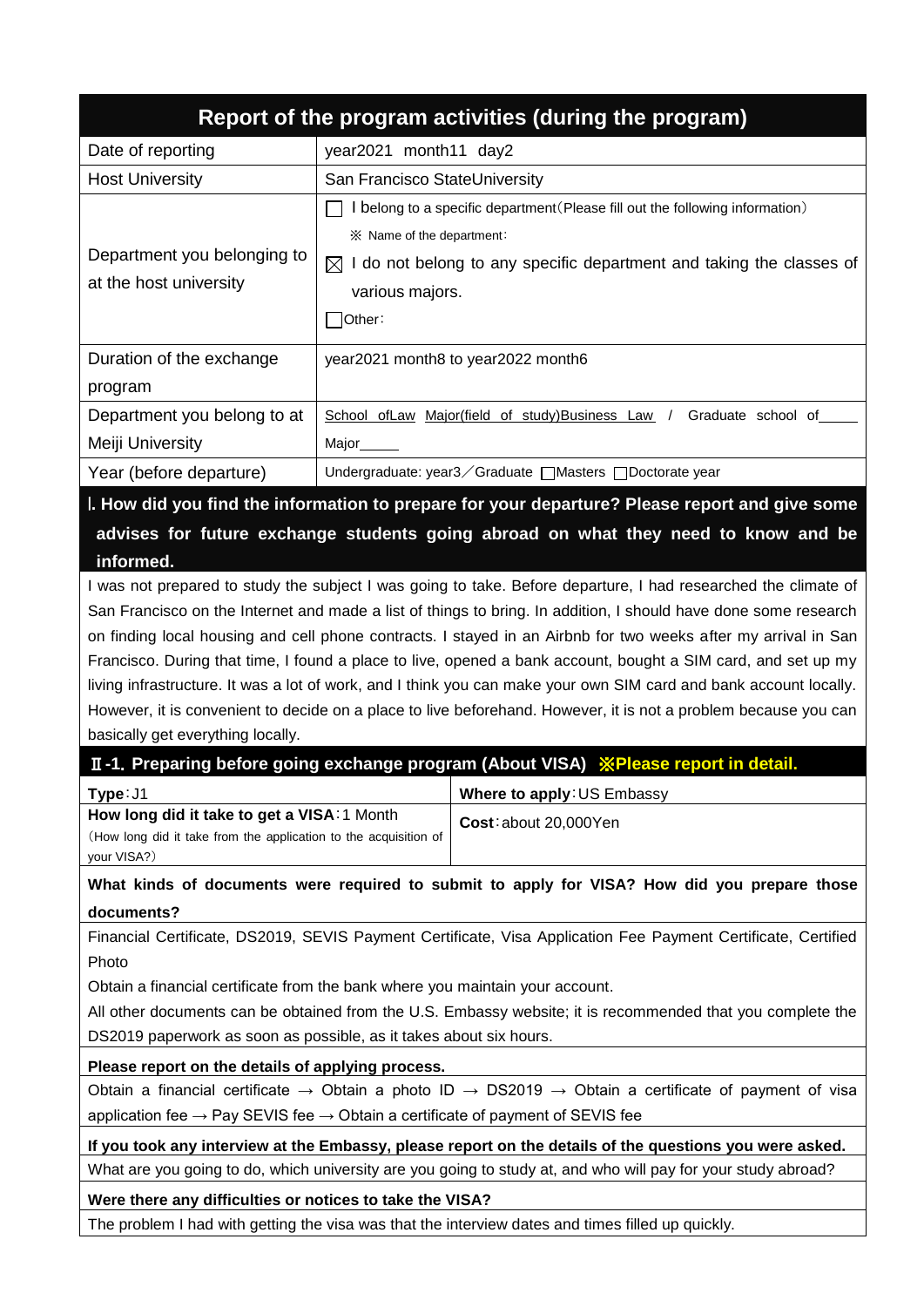# Report of the program activities (during the program)

| | |
|---|---|
| Date of reporting | year2021 month11 day2 |
| Host University | San Francisco StateUniversity |
| Department you belonging to at the host university | ☐ I belong to a specific department(Please fill out the following information)<br>※ Name of the department:<br>☒ I do not belong to any specific department and taking the classes of various majors.<br>☐Other: |
| Duration of the exchange program | year2021 month8 to year2022 month6 |
| Department you belong to at Meiji University | School ofLaw Major(field of study)Business Law / Graduate school of\_\_\_\_\_ Major\_\_\_\_\_ |
| Year (before departure) | Undergraduate: year3／Graduate ☐Masters ☐Doctorate year |

## Ⅰ. How did you find the information to prepare for your departure? Please report and give some advises for future exchange students going abroad on what they need to know and be informed.

I was not prepared to study the subject I was going to take. Before departure, I had researched the climate of San Francisco on the Internet and made a list of things to bring. In addition, I should have done some research on finding local housing and cell phone contracts. I stayed in an Airbnb for two weeks after my arrival in San Francisco. During that time, I found a place to live, opened a bank account, bought a SIM card, and set up my living infrastructure. It was a lot of work, and I think you can make your own SIM card and bank account locally. However, it is convenient to decide on a place to live beforehand. However, it is not a problem because you can basically get everything locally.

## Ⅱ-1. Preparing before going exchange program (About VISA) ※Please report in detail.

| | |
|---|---|
| **Type**:J1 | **Where to apply**:US Embassy |
| **How long did it take to get a VISA**:1 Month<br>(How long did it take from the application to the acquisition of your VISA?) | **Cost**:about 20,000Yen |

**What kinds of documents were required to submit to apply for VISA? How did you prepare those documents?**

Financial Certificate, DS2019, SEVIS Payment Certificate, Visa Application Fee Payment Certificate, Certified Photo

Obtain a financial certificate from the bank where you maintain your account.

All other documents can be obtained from the U.S. Embassy website; it is recommended that you complete the DS2019 paperwork as soon as possible, as it takes about six hours.

**Please report on the details of applying process.**

Obtain a financial certificate → Obtain a photo ID → DS2019 → Obtain a certificate of payment of visa application fee → Pay SEVIS fee → Obtain a certificate of payment of SEVIS fee

**If you took any interview at the Embassy, please report on the details of the questions you were asked.**

What are you going to do, which university are you going to study at, and who will pay for your study abroad?

**Were there any difficulties or notices to take the VISA?**

The problem I had with getting the visa was that the interview dates and times filled up quickly.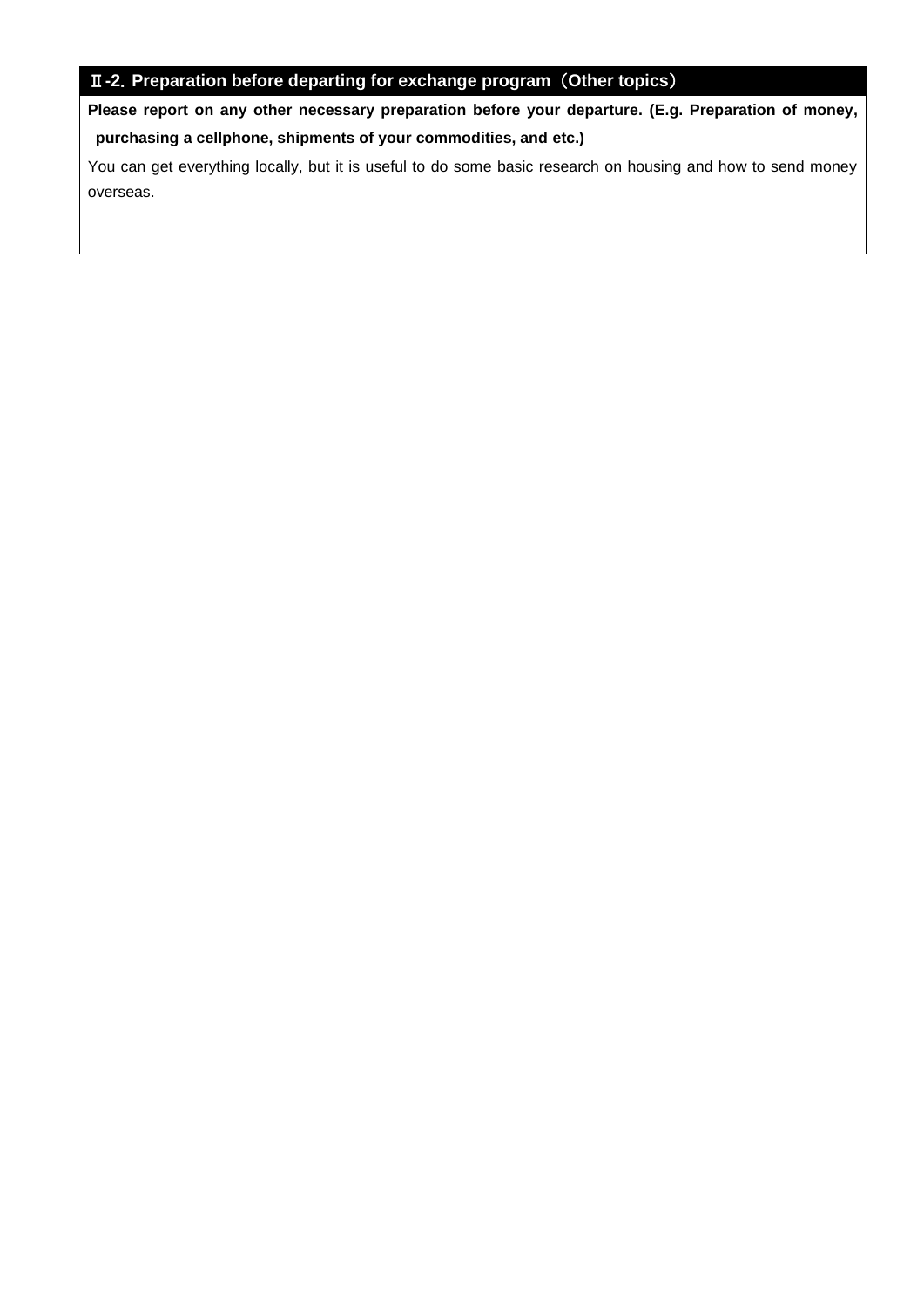## Ⅱ-2. Preparation before departing for exchange program（Other topics）

**Please report on any other necessary preparation before your departure. (E.g. Preparation of money, purchasing a cellphone, shipments of your commodities, and etc.)**

You can get everything locally, but it is useful to do some basic research on housing and how to send money overseas.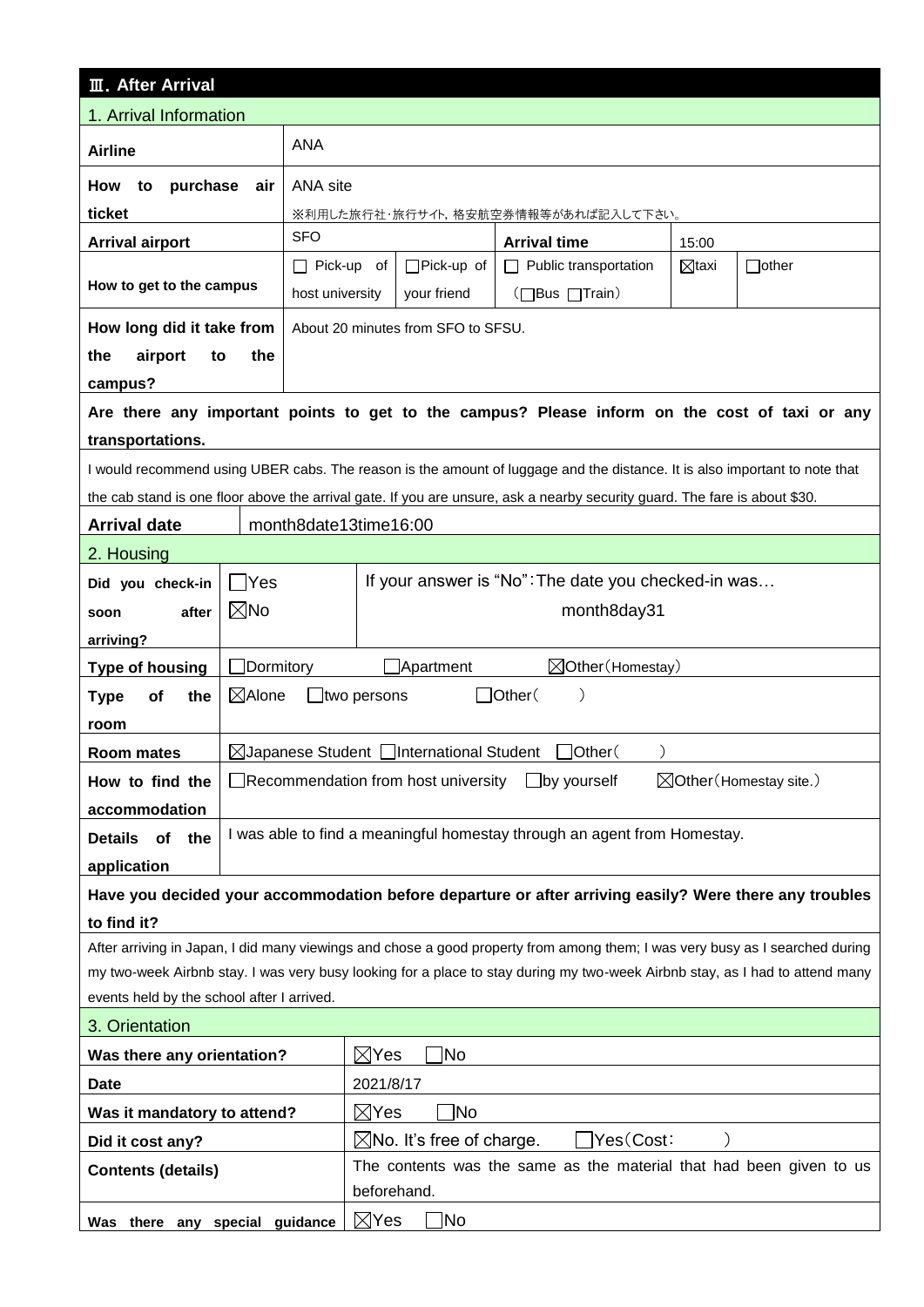## Ⅲ. After Arrival

### 1. Arrival Information

| | | | | | |
|---|---|---|---|---|---|
| **Airline** | ANA | | | | |
| **How to purchase air ticket** | ANA site<br>※利用した旅行社･旅行サイト, 格安航空券情報等があれば記入して下さい。 | | | | |
| **Arrival airport** | SFO | | **Arrival time** | 15:00 | |
| **How to get to the campus** | ☐ Pick-up of host university | ☐Pick-up of your friend | ☐ Public transportation (☐Bus ☐Train) | ☒taxi | ☐other |
| **How long did it take from the airport to the campus?** | About 20 minutes from SFO to SFSU. | | | | |

**Are there any important points to get to the campus? Please inform on the cost of taxi or any transportations.**

I would recommend using UBER cabs. The reason is the amount of luggage and the distance. It is also important to note that the cab stand is one floor above the arrival gate. If you are unsure, ask a nearby security guard. The fare is about $30.

| | |
|---|---|
| **Arrival date** | month8date13time16:00 |

### 2. Housing

| | | |
|---|---|---|
| **Did you check-in soon after arriving?** | ☐Yes<br>☒No | If your answer is "No":The date you checked-in was…<br>month8day31 |
| **Type of housing** | ☐Dormitory ☐Apartment ☒Other(Homestay) | |
| **Type of the room** | ☒Alone ☐two persons ☐Other( ) | |
| **Room mates** | ☒Japanese Student ☐International Student ☐Other( ) | |
| **How to find the accommodation** | ☐Recommendation from host university ☐by yourself ☒Other(Homestay site.) | |
| **Details of the application** | I was able to find a meaningful homestay through an agent from Homestay. | |

**Have you decided your accommodation before departure or after arriving easily? Were there any troubles to find it?**

After arriving in Japan, I did many viewings and chose a good property from among them; I was very busy as I searched during my two-week Airbnb stay. I was very busy looking for a place to stay during my two-week Airbnb stay, as I had to attend many events held by the school after I arrived.

### 3. Orientation

| | |
|---|---|
| **Was there any orientation?** | ☒Yes ☐No |
| **Date** | 2021/8/17 |
| **Was it mandatory to attend?** | ☒Yes ☐No |
| **Did it cost any?** | ☒No. It's free of charge. ☐Yes(Cost: ) |
| **Contents (details)** | The contents was the same as the material that had been given to us beforehand. |
| **Was there any special guidance** | ☒Yes ☐No |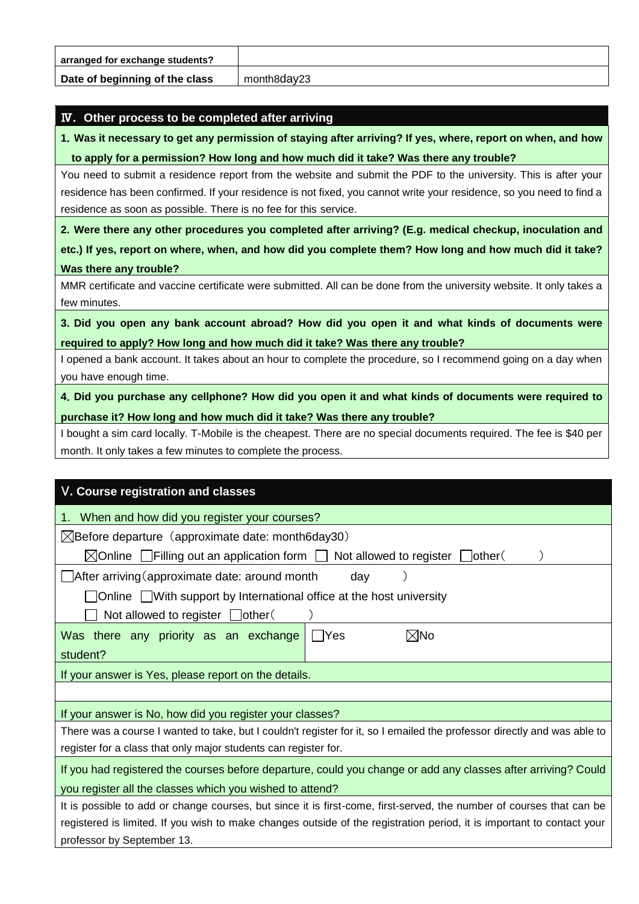| arranged for exchange students? | |
|---|---|
| Date of beginning of the class | month8day23 |

## Ⅳ. Other process to be completed after arriving

**1. Was it necessary to get any permission of staying after arriving? If yes, where, report on when, and how to apply for a permission? How long and how much did it take? Was there any trouble?**

You need to submit a residence report from the website and submit the PDF to the university. This is after your residence has been confirmed. If your residence is not fixed, you cannot write your residence, so you need to find a residence as soon as possible. There is no fee for this service.

**2. Were there any other procedures you completed after arriving? (E.g. medical checkup, inoculation and etc.) If yes, report on where, when, and how did you complete them? How long and how much did it take? Was there any trouble?**

MMR certificate and vaccine certificate were submitted. All can be done from the university website. It only takes a few minutes.

**3. Did you open any bank account abroad? How did you open it and what kinds of documents were required to apply? How long and how much did it take? Was there any trouble?**

I opened a bank account. It takes about an hour to complete the procedure, so I recommend going on a day when you have enough time.

**4. Did you purchase any cellphone? How did you open it and what kinds of documents were required to purchase it? How long and how much did it take? Was there any trouble?**

I bought a sim card locally. T-Mobile is the cheapest. There are no special documents required. The fee is $40 per month. It only takes a few minutes to complete the process.

## Ⅴ. Course registration and classes

1. When and how did you register your courses?

☒Before departure（approximate date: month6day30）

☒Online ☐Filling out an application form ☐ Not allowed to register ☐other（ ）

☐After arriving（approximate date: around month day ）

☐Online ☐With support by International office at the host university

☐ Not allowed to register ☐other（ ）

| Was there any priority as an exchange student? | ☐Yes ☒No |
|---|---|

If your answer is Yes, please report on the details.

If your answer is No, how did you register your classes?

There was a course I wanted to take, but I couldn't register for it, so I emailed the professor directly and was able to register for a class that only major students can register for.

If you had registered the courses before departure, could you change or add any classes after arriving? Could you register all the classes which you wished to attend?

It is possible to add or change courses, but since it is first-come, first-served, the number of courses that can be registered is limited. If you wish to make changes outside of the registration period, it is important to contact your professor by September 13.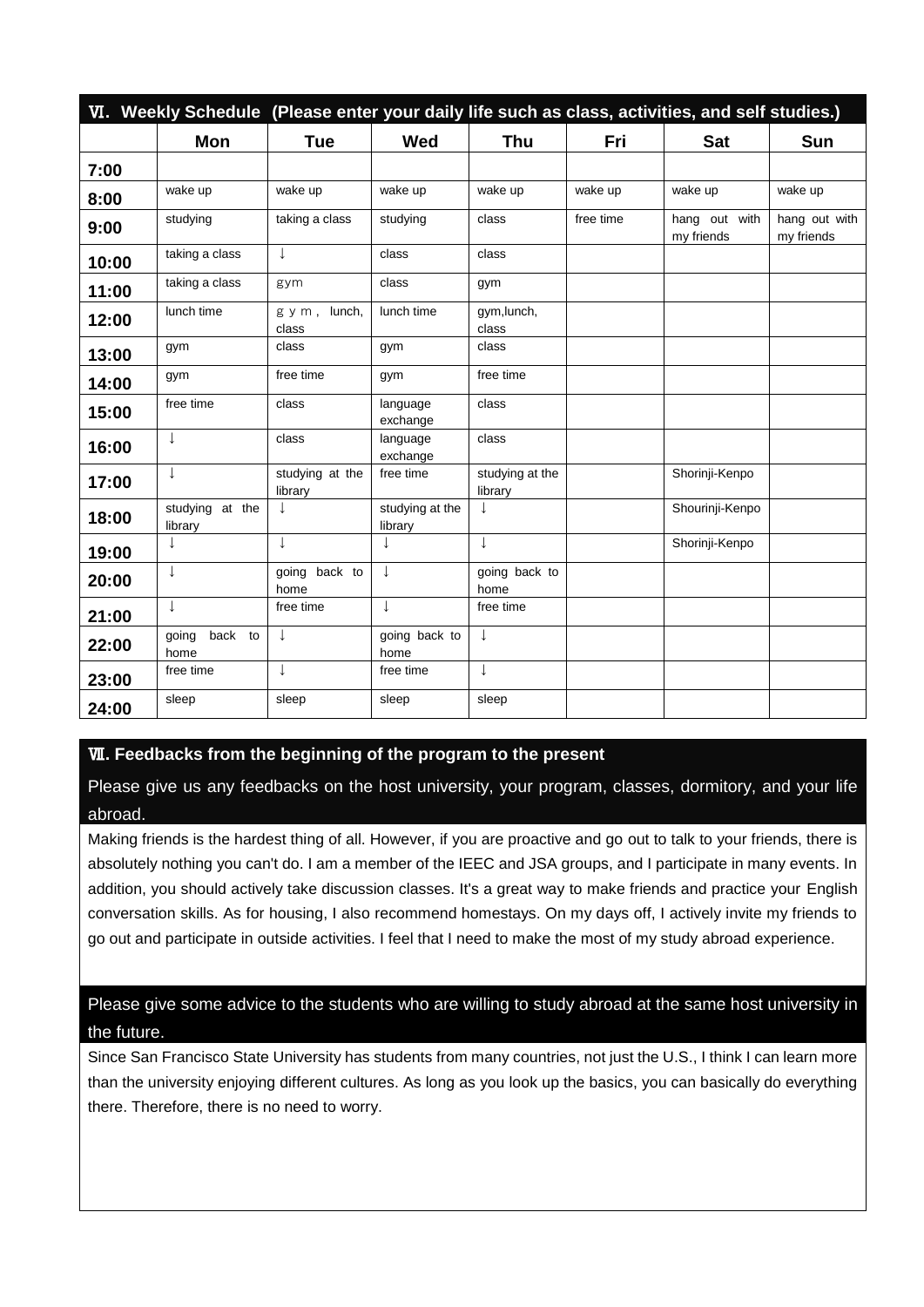## Ⅵ. Weekly Schedule (Please enter your daily life such as class, activities, and self studies.)

| | Mon | Tue | Wed | Thu | Fri | Sat | Sun |
|---|---|---|---|---|---|---|---|
| 7:00 | | | | | | | |
| 8:00 | wake up | wake up | wake up | wake up | wake up | wake up | wake up |
| 9:00 | studying | taking a class | studying | class | free time | hang out with my friends | hang out with my friends |
| 10:00 | taking a class | ↓ | class | class | | | |
| 11:00 | taking a class | ｇｙｍ | class | gym | | | |
| 12:00 | lunch time | ｇｙｍ, lunch, class | lunch time | gym,lunch, class | | | |
| 13:00 | gym | class | gym | class | | | |
| 14:00 | gym | free time | gym | free time | | | |
| 15:00 | free time | class | language exchange | class | | | |
| 16:00 | ↓ | class | language exchange | class | | | |
| 17:00 | ↓ | studying at the library | free time | studying at the library | | Shorinji-Kenpo | |
| 18:00 | studying at the library | ↓ | studying at the library | ↓ | | Shourinji-Kenpo | |
| 19:00 | ↓ | ↓ | ↓ | ↓ | | Shorinji-Kenpo | |
| 20:00 | ↓ | going back to home | ↓ | going back to home | | | |
| 21:00 | ↓ | free time | ↓ | free time | | | |
| 22:00 | going back to home | ↓ | going back to home | ↓ | | | |
| 23:00 | free time | ↓ | free time | ↓ | | | |
| 24:00 | sleep | sleep | sleep | sleep | | | |

## Ⅶ. Feedbacks from the beginning of the program to the present

**Please give us any feedbacks on the host university, your program, classes, dormitory, and your life abroad.**

Making friends is the hardest thing of all. However, if you are proactive and go out to talk to your friends, there is absolutely nothing you can't do. I am a member of the IEEC and JSA groups, and I participate in many events. In addition, you should actively take discussion classes. It's a great way to make friends and practice your English conversation skills. As for housing, I also recommend homestays. On my days off, I actively invite my friends to go out and participate in outside activities. I feel that I need to make the most of my study abroad experience.

**Please give some advice to the students who are willing to study abroad at the same host university in the future.**

Since San Francisco State University has students from many countries, not just the U.S., I think I can learn more than the university enjoying different cultures. As long as you look up the basics, you can basically do everything there. Therefore, there is no need to worry.